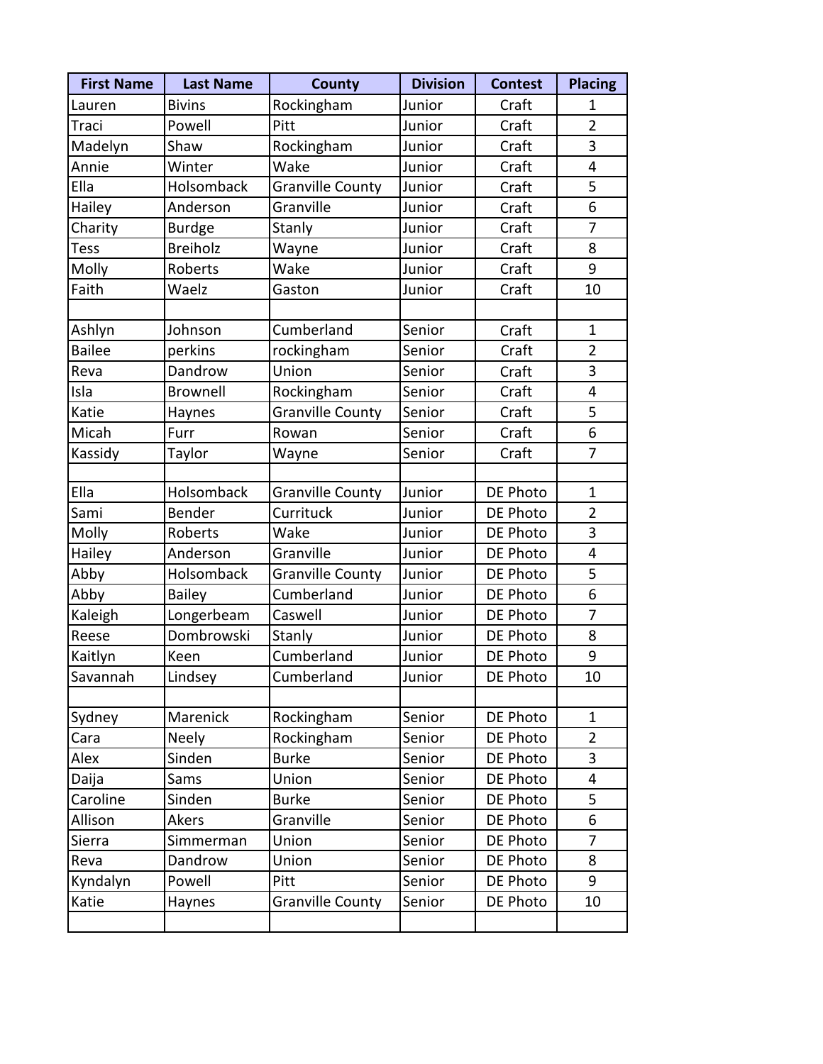| First Name | Last Name | County | Division | Contest | Placing |
|---|---|---|---|---|---|
| Lauren | Bivins | Rockingham | Junior | Craft | 1 |
| Traci | Powell | Pitt | Junior | Craft | 2 |
| Madelyn | Shaw | Rockingham | Junior | Craft | 3 |
| Annie | Winter | Wake | Junior | Craft | 4 |
| Ella | Holsomback | Granville County | Junior | Craft | 5 |
| Hailey | Anderson | Granville | Junior | Craft | 6 |
| Charity | Burdge | Stanly | Junior | Craft | 7 |
| Tess | Breiholz | Wayne | Junior | Craft | 8 |
| Molly | Roberts | Wake | Junior | Craft | 9 |
| Faith | Waelz | Gaston | Junior | Craft | 10 |
| | | | | | |
| Ashlyn | Johnson | Cumberland | Senior | Craft | 1 |
| Bailee | perkins | rockingham | Senior | Craft | 2 |
| Reva | Dandrow | Union | Senior | Craft | 3 |
| Isla | Brownell | Rockingham | Senior | Craft | 4 |
| Katie | Haynes | Granville County | Senior | Craft | 5 |
| Micah | Furr | Rowan | Senior | Craft | 6 |
| Kassidy | Taylor | Wayne | Senior | Craft | 7 |
| | | | | | |
| Ella | Holsomback | Granville County | Junior | DE Photo | 1 |
| Sami | Bender | Currituck | Junior | DE Photo | 2 |
| Molly | Roberts | Wake | Junior | DE Photo | 3 |
| Hailey | Anderson | Granville | Junior | DE Photo | 4 |
| Abby | Holsomback | Granville County | Junior | DE Photo | 5 |
| Abby | Bailey | Cumberland | Junior | DE Photo | 6 |
| Kaleigh | Longerbeam | Caswell | Junior | DE Photo | 7 |
| Reese | Dombrowski | Stanly | Junior | DE Photo | 8 |
| Kaitlyn | Keen | Cumberland | Junior | DE Photo | 9 |
| Savannah | Lindsey | Cumberland | Junior | DE Photo | 10 |
| | | | | | |
| Sydney | Marenick | Rockingham | Senior | DE Photo | 1 |
| Cara | Neely | Rockingham | Senior | DE Photo | 2 |
| Alex | Sinden | Burke | Senior | DE Photo | 3 |
| Daija | Sams | Union | Senior | DE Photo | 4 |
| Caroline | Sinden | Burke | Senior | DE Photo | 5 |
| Allison | Akers | Granville | Senior | DE Photo | 6 |
| Sierra | Simmerman | Union | Senior | DE Photo | 7 |
| Reva | Dandrow | Union | Senior | DE Photo | 8 |
| Kyndalyn | Powell | Pitt | Senior | DE Photo | 9 |
| Katie | Haynes | Granville County | Senior | DE Photo | 10 |
| | | | | | |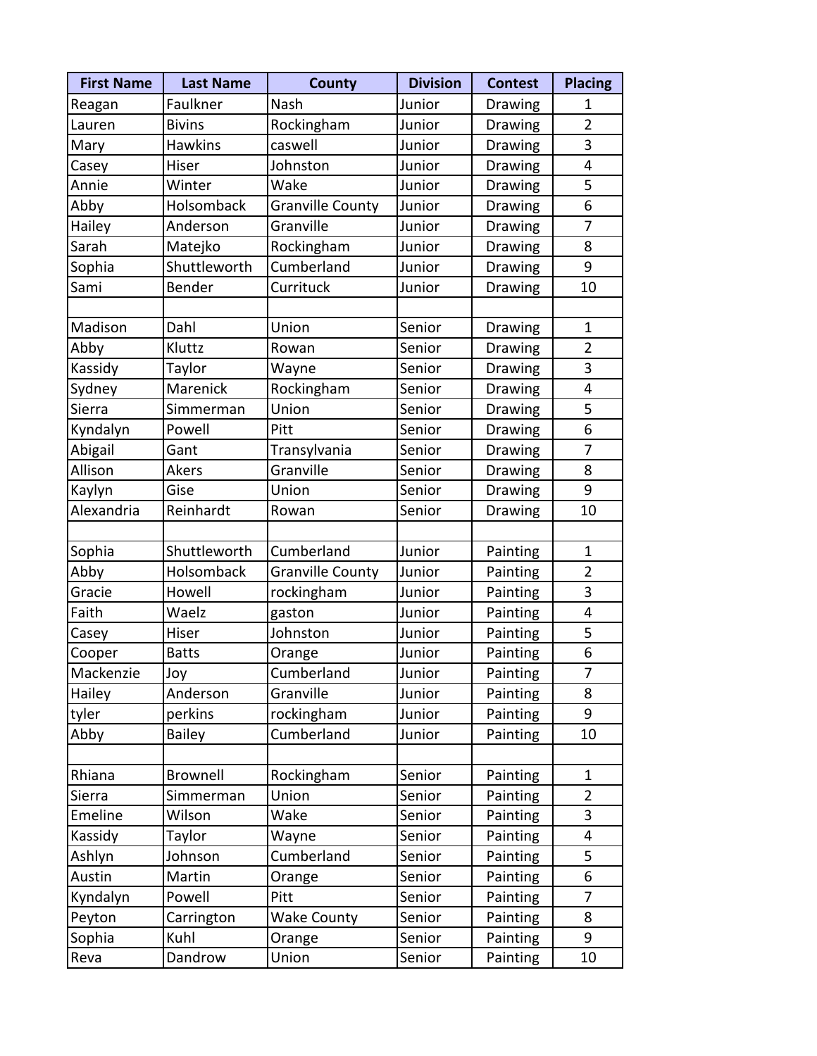| First Name | Last Name | County | Division | Contest | Placing |
|---|---|---|---|---|---|
| Reagan | Faulkner | Nash | Junior | Drawing | 1 |
| Lauren | Bivins | Rockingham | Junior | Drawing | 2 |
| Mary | Hawkins | caswell | Junior | Drawing | 3 |
| Casey | Hiser | Johnston | Junior | Drawing | 4 |
| Annie | Winter | Wake | Junior | Drawing | 5 |
| Abby | Holsomback | Granville County | Junior | Drawing | 6 |
| Hailey | Anderson | Granville | Junior | Drawing | 7 |
| Sarah | Matejko | Rockingham | Junior | Drawing | 8 |
| Sophia | Shuttleworth | Cumberland | Junior | Drawing | 9 |
| Sami | Bender | Currituck | Junior | Drawing | 10 |
| | | | | | |
| Madison | Dahl | Union | Senior | Drawing | 1 |
| Abby | Kluttz | Rowan | Senior | Drawing | 2 |
| Kassidy | Taylor | Wayne | Senior | Drawing | 3 |
| Sydney | Marenick | Rockingham | Senior | Drawing | 4 |
| Sierra | Simmerman | Union | Senior | Drawing | 5 |
| Kyndalyn | Powell | Pitt | Senior | Drawing | 6 |
| Abigail | Gant | Transylvania | Senior | Drawing | 7 |
| Allison | Akers | Granville | Senior | Drawing | 8 |
| Kaylyn | Gise | Union | Senior | Drawing | 9 |
| Alexandria | Reinhardt | Rowan | Senior | Drawing | 10 |
| | | | | | |
| Sophia | Shuttleworth | Cumberland | Junior | Painting | 1 |
| Abby | Holsomback | Granville County | Junior | Painting | 2 |
| Gracie | Howell | rockingham | Junior | Painting | 3 |
| Faith | Waelz | gaston | Junior | Painting | 4 |
| Casey | Hiser | Johnston | Junior | Painting | 5 |
| Cooper | Batts | Orange | Junior | Painting | 6 |
| Mackenzie | Joy | Cumberland | Junior | Painting | 7 |
| Hailey | Anderson | Granville | Junior | Painting | 8 |
| tyler | perkins | rockingham | Junior | Painting | 9 |
| Abby | Bailey | Cumberland | Junior | Painting | 10 |
| | | | | | |
| Rhiana | Brownell | Rockingham | Senior | Painting | 1 |
| Sierra | Simmerman | Union | Senior | Painting | 2 |
| Emeline | Wilson | Wake | Senior | Painting | 3 |
| Kassidy | Taylor | Wayne | Senior | Painting | 4 |
| Ashlyn | Johnson | Cumberland | Senior | Painting | 5 |
| Austin | Martin | Orange | Senior | Painting | 6 |
| Kyndalyn | Powell | Pitt | Senior | Painting | 7 |
| Peyton | Carrington | Wake County | Senior | Painting | 8 |
| Sophia | Kuhl | Orange | Senior | Painting | 9 |
| Reva | Dandrow | Union | Senior | Painting | 10 |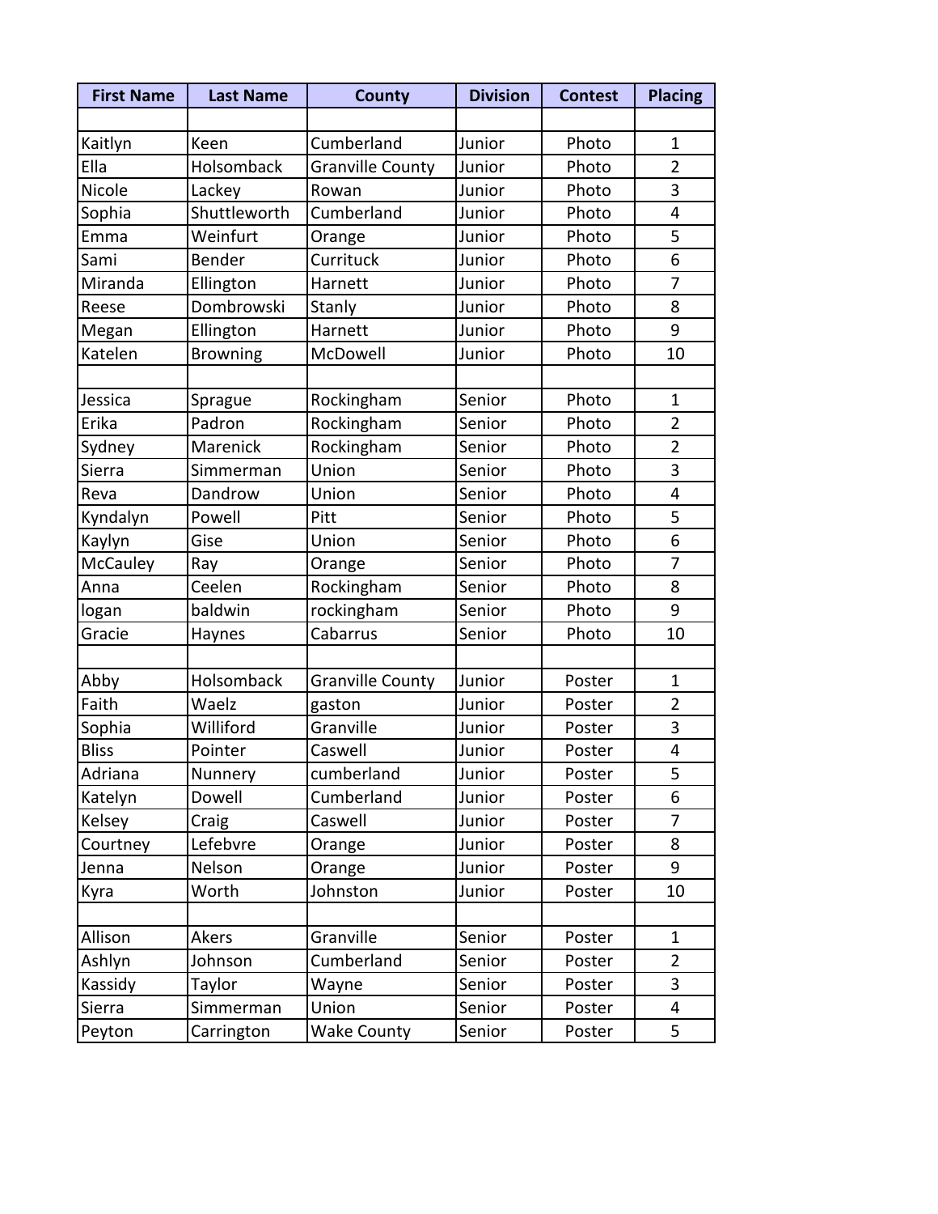| First Name | Last Name | County | Division | Contest | Placing |
|---|---|---|---|---|---|
| | | | | | |
| Kaitlyn | Keen | Cumberland | Junior | Photo | 1 |
| Ella | Holsomback | Granville County | Junior | Photo | 2 |
| Nicole | Lackey | Rowan | Junior | Photo | 3 |
| Sophia | Shuttleworth | Cumberland | Junior | Photo | 4 |
| Emma | Weinfurt | Orange | Junior | Photo | 5 |
| Sami | Bender | Currituck | Junior | Photo | 6 |
| Miranda | Ellington | Harnett | Junior | Photo | 7 |
| Reese | Dombrowski | Stanly | Junior | Photo | 8 |
| Megan | Ellington | Harnett | Junior | Photo | 9 |
| Katelen | Browning | McDowell | Junior | Photo | 10 |
| | | | | | |
| Jessica | Sprague | Rockingham | Senior | Photo | 1 |
| Erika | Padron | Rockingham | Senior | Photo | 2 |
| Sydney | Marenick | Rockingham | Senior | Photo | 2 |
| Sierra | Simmerman | Union | Senior | Photo | 3 |
| Reva | Dandrow | Union | Senior | Photo | 4 |
| Kyndalyn | Powell | Pitt | Senior | Photo | 5 |
| Kaylyn | Gise | Union | Senior | Photo | 6 |
| McCauley | Ray | Orange | Senior | Photo | 7 |
| Anna | Ceelen | Rockingham | Senior | Photo | 8 |
| logan | baldwin | rockingham | Senior | Photo | 9 |
| Gracie | Haynes | Cabarrus | Senior | Photo | 10 |
| | | | | | |
| Abby | Holsomback | Granville County | Junior | Poster | 1 |
| Faith | Waelz | gaston | Junior | Poster | 2 |
| Sophia | Williford | Granville | Junior | Poster | 3 |
| Bliss | Pointer | Caswell | Junior | Poster | 4 |
| Adriana | Nunnery | cumberland | Junior | Poster | 5 |
| Katelyn | Dowell | Cumberland | Junior | Poster | 6 |
| Kelsey | Craig | Caswell | Junior | Poster | 7 |
| Courtney | Lefebvre | Orange | Junior | Poster | 8 |
| Jenna | Nelson | Orange | Junior | Poster | 9 |
| Kyra | Worth | Johnston | Junior | Poster | 10 |
| | | | | | |
| Allison | Akers | Granville | Senior | Poster | 1 |
| Ashlyn | Johnson | Cumberland | Senior | Poster | 2 |
| Kassidy | Taylor | Wayne | Senior | Poster | 3 |
| Sierra | Simmerman | Union | Senior | Poster | 4 |
| Peyton | Carrington | Wake County | Senior | Poster | 5 |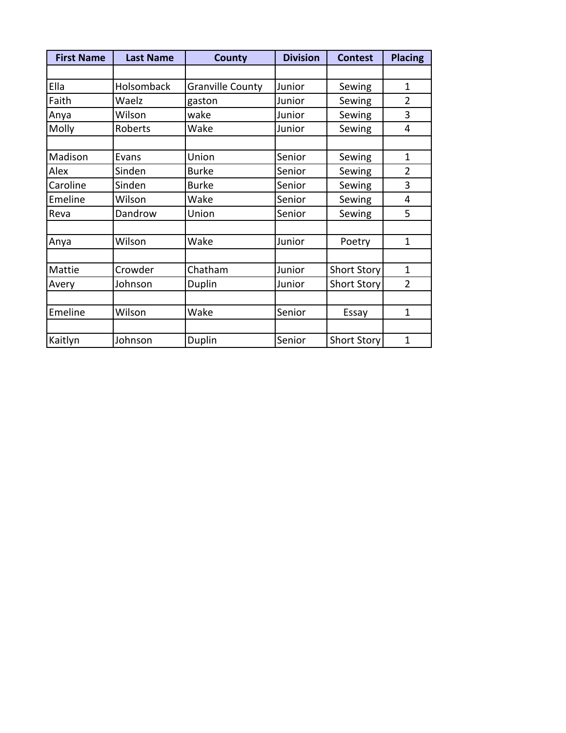| First Name | Last Name | County | Division | Contest | Placing |
|---|---|---|---|---|---|
| | | | | | |
| Ella | Holsomback | Granville County | Junior | Sewing | 1 |
| Faith | Waelz | gaston | Junior | Sewing | 2 |
| Anya | Wilson | wake | Junior | Sewing | 3 |
| Molly | Roberts | Wake | Junior | Sewing | 4 |
| | | | | | |
| Madison | Evans | Union | Senior | Sewing | 1 |
| Alex | Sinden | Burke | Senior | Sewing | 2 |
| Caroline | Sinden | Burke | Senior | Sewing | 3 |
| Emeline | Wilson | Wake | Senior | Sewing | 4 |
| Reva | Dandrow | Union | Senior | Sewing | 5 |
| | | | | | |
| Anya | Wilson | Wake | Junior | Poetry | 1 |
| | | | | | |
| Mattie | Crowder | Chatham | Junior | Short Story | 1 |
| Avery | Johnson | Duplin | Junior | Short Story | 2 |
| | | | | | |
| Emeline | Wilson | Wake | Senior | Essay | 1 |
| | | | | | |
| Kaitlyn | Johnson | Duplin | Senior | Short Story | 1 |